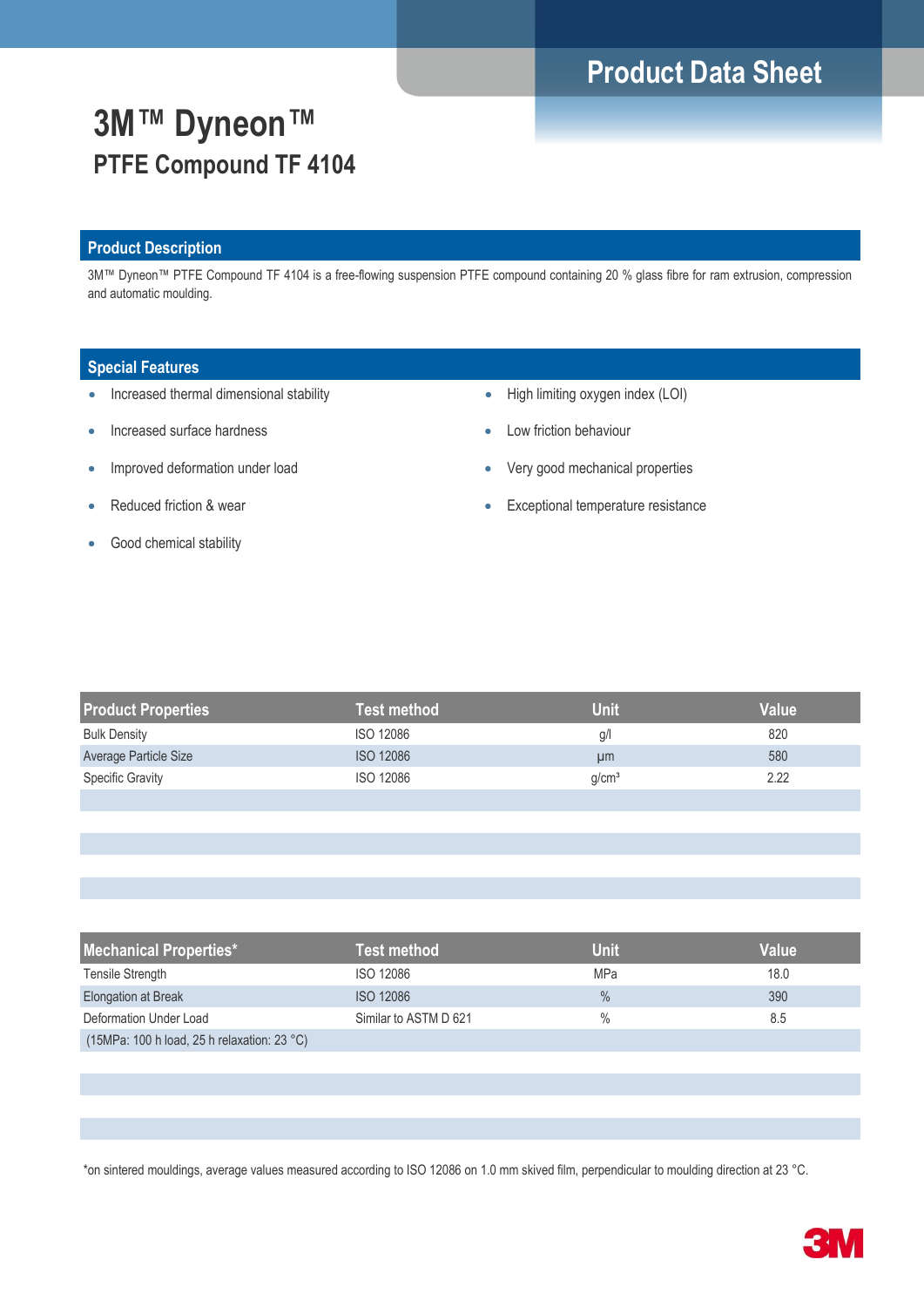# 3M™ Dyneon™

## PTFE Compound TF 4104

Product Data Sheet

## Product Description

3M™ Dyneon™ PTFE Compound TF 4104 is a free-flowing suspension PTFE compound containing 20 % glass fibre for ram extrusion, compression and automatic moulding.

## Special Features

- Increased thermal dimensional stability
- Increased surface hardness
- Improved deformation under load
- Reduced friction & wear
- Good chemical stability
- High limiting oxygen index (LOI)
- Low friction behaviour
- Very good mechanical properties
- Exceptional temperature resistance

| Product Properties | Test method | Unit | Value |
|---|---|---|---|
| Bulk Density | ISO 12086 | g/l | 820 |
| Average Particle Size | ISO 12086 | µm | 580 |
| Specific Gravity | ISO 12086 | g/cm³ | 2.22 |

| Mechanical Properties* | Test method | Unit | Value |
|---|---|---|---|
| Tensile Strength | ISO 12086 | MPa | 18.0 |
| Elongation at Break | ISO 12086 | % | 390 |
| Deformation Under Load | Similar to ASTM D 621 | % | 8.5 |
| (15MPa: 100 h load, 25 h relaxation: 23 °C) | | | |

*on sintered mouldings, average values measured according to ISO 12086 on 1.0 mm skived film, perpendicular to moulding direction at 23 °C.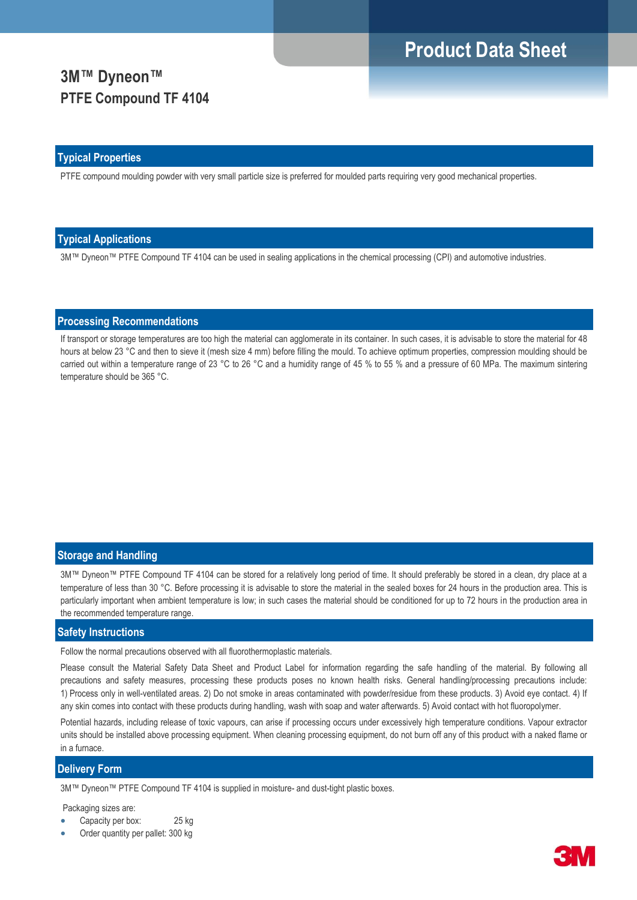# 3M™ Dyneon™
## PTFE Compound TF 4104

## Typical Properties

PTFE compound moulding powder with very small particle size is preferred for moulded parts requiring very good mechanical properties.

## Typical Applications

3M™ Dyneon™ PTFE Compound TF 4104 can be used in sealing applications in the chemical processing (CPI) and automotive industries.

## Processing Recommendations

If transport or storage temperatures are too high the material can agglomerate in its container. In such cases, it is advisable to store the material for 48 hours at below 23 °C and then to sieve it (mesh size 4 mm) before filling the mould. To achieve optimum properties, compression moulding should be carried out within a temperature range of 23 °C to 26 °C and a humidity range of 45 % to 55 % and a pressure of 60 MPa. The maximum sintering temperature should be 365 °C.

## Storage and Handling

3M™ Dyneon™ PTFE Compound TF 4104 can be stored for a relatively long period of time. It should preferably be stored in a clean, dry place at a temperature of less than 30 °C. Before processing it is advisable to store the material in the sealed boxes for 24 hours in the production area. This is particularly important when ambient temperature is low; in such cases the material should be conditioned for up to 72 hours in the production area in the recommended temperature range.

## Safety Instructions

Follow the normal precautions observed with all fluorothermoplastic materials.

Please consult the Material Safety Data Sheet and Product Label for information regarding the safe handling of the material. By following all precautions and safety measures, processing these products poses no known health risks. General handling/processing precautions include: 1) Process only in well-ventilated areas. 2) Do not smoke in areas contaminated with powder/residue from these products. 3) Avoid eye contact. 4) If any skin comes into contact with these products during handling, wash with soap and water afterwards. 5) Avoid contact with hot fluoropolymer.

Potential hazards, including release of toxic vapours, can arise if processing occurs under excessively high temperature conditions. Vapour extractor units should be installed above processing equipment. When cleaning processing equipment, do not burn off any of this product with a naked flame or in a furnace.

## Delivery Form

3M™ Dyneon™ PTFE Compound TF 4104 is supplied in moisture- and dust-tight plastic boxes.

Packaging sizes are:

- Capacity per box: 25 kg
- Order quantity per pallet: 300 kg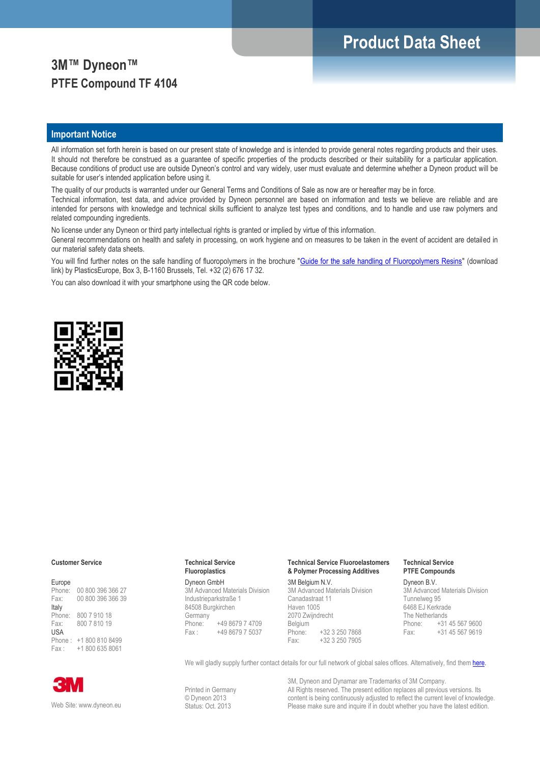# Product Data Sheet

## 3M™ Dyneon™
## PTFE Compound TF 4104

### Important Notice

All information set forth herein is based on our present state of knowledge and is intended to provide general notes regarding products and their uses. It should not therefore be construed as a guarantee of specific properties of the products described or their suitability for a particular application. Because conditions of product use are outside Dyneon's control and vary widely, user must evaluate and determine whether a Dyneon product will be suitable for user's intended application before using it.

The quality of our products is warranted under our General Terms and Conditions of Sale as now are or hereafter may be in force.
Technical information, test data, and advice provided by Dyneon personnel are based on information and tests we believe are reliable and are intended for persons with knowledge and technical skills sufficient to analyze test types and conditions, and to handle and use raw polymers and related compounding ingredients.

No license under any Dyneon or third party intellectual rights is granted or implied by virtue of this information.
General recommendations on health and safety in processing, on work hygiene and on measures to be taken in the event of accident are detailed in our material safety data sheets.

You will find further notes on the safe handling of fluoropolymers in the brochure "Guide for the safe handling of Fluoropolymers Resins" (download link) by PlasticsEurope, Box 3, B-1160 Brussels, Tel. +32 (2) 676 17 32.

You can also download it with your smartphone using the QR code below.

**Customer Service**

Europe
Phone: 00 800 396 366 27
Fax: 00 800 396 366 39
Italy
Phone: 800 7 910 18
Fax: 800 7 810 19
USA
Phone : +1 800 810 8499
Fax : +1 800 635 8061

**Technical Service Fluoroplastics**

Dyneon GmbH
3M Advanced Materials Division
Industrieparkstraße 1
84508 Burgkirchen
Germany
Phone: +49 8679 7 4709
Fax : +49 8679 7 5037

**Technical Service Fluoroelastomers & Polymer Processing Additives**

3M Belgium N.V.
3M Advanced Materials Division
Canadastraat 11
Haven 1005
2070 Zwijndrecht
Belgium
Phone: +32 3 250 7868
Fax: +32 3 250 7905

**Technical Service PTFE Compounds**

Dyneon B.V.
3M Advanced Materials Division
Tunnelweg 95
6468 EJ Kerkrade
The Netherlands
Phone: +31 45 567 9600
Fax: +31 45 567 9619

We will gladly supply further contact details for our full network of global sales offices. Alternatively, find them here.

Web Site: www.dyneon.eu

Printed in Germany
© Dyneon 2013
Status: Oct. 2013

3M, Dyneon and Dynamar are Trademarks of 3M Company.
All Rights reserved. The present edition replaces all previous versions. Its content is being continuously adjusted to reflect the current level of knowledge. Please make sure and inquire if in doubt whether you have the latest edition.